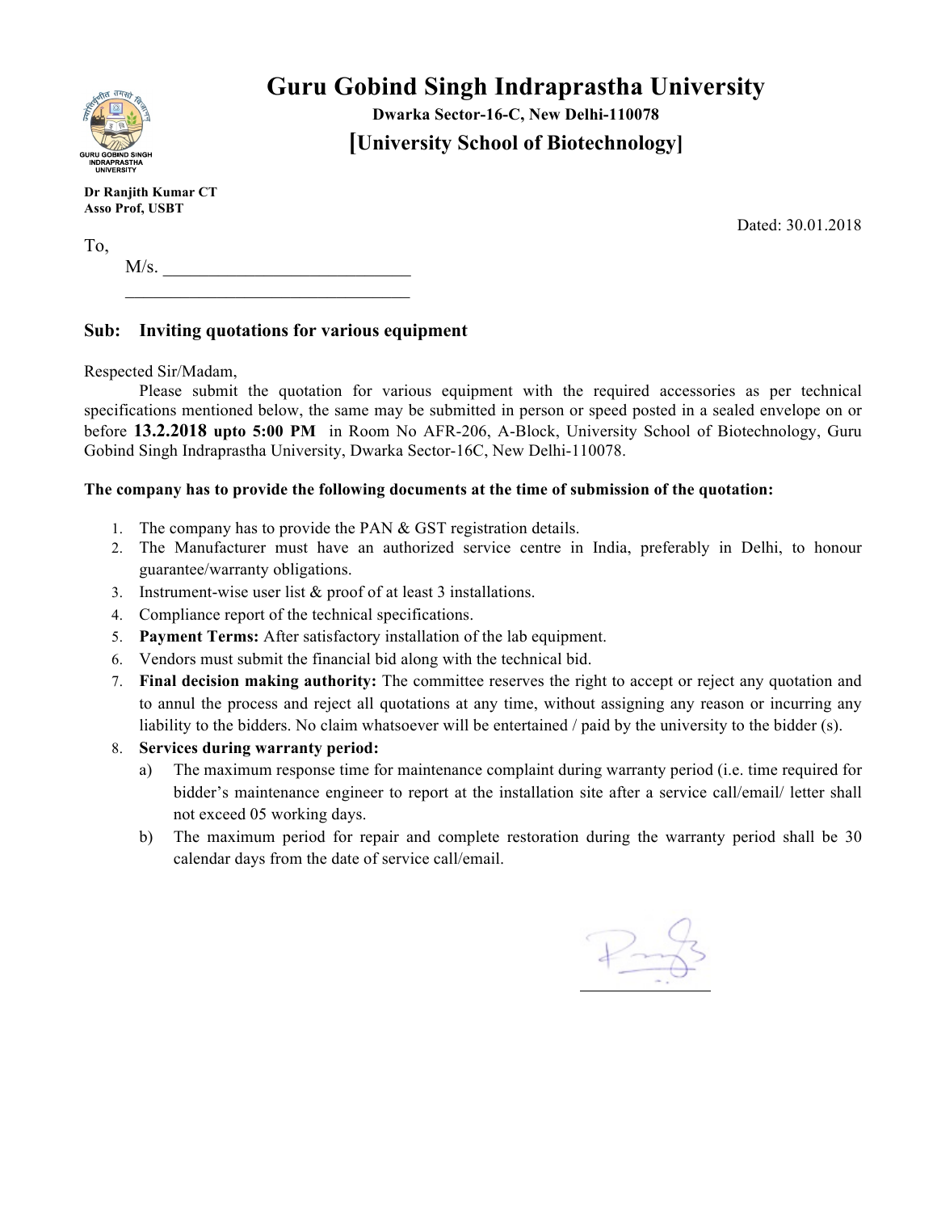# Guru Gobind Singh Indraprastha University

**Dwarka Sector-16-C, New Delhi-110078**

**[University School of Biotechnology]**

**Dr Ranjith Kumar CT**
**Asso Prof, USBT**

Dated: 30.01.2018

To,

M/s. ___________________________

_______________________________

## Sub: Inviting quotations for various equipment

Respected Sir/Madam,

Please submit the quotation for various equipment with the required accessories as per technical specifications mentioned below, the same may be submitted in person or speed posted in a sealed envelope on or before **13.2.2018 upto 5:00 PM** in Room No AFR-206, A-Block, University School of Biotechnology, Guru Gobind Singh Indraprastha University, Dwarka Sector-16C, New Delhi-110078.

**The company has to provide the following documents at the time of submission of the quotation:**

1. The company has to provide the PAN & GST registration details.
2. The Manufacturer must have an authorized service centre in India, preferably in Delhi, to honour guarantee/warranty obligations.
3. Instrument-wise user list & proof of at least 3 installations.
4. Compliance report of the technical specifications.
5. **Payment Terms:** After satisfactory installation of the lab equipment.
6. Vendors must submit the financial bid along with the technical bid.
7. **Final decision making authority:** The committee reserves the right to accept or reject any quotation and to annul the process and reject all quotations at any time, without assigning any reason or incurring any liability to the bidders. No claim whatsoever will be entertained / paid by the university to the bidder (s).
8. **Services during warranty period:**
   a) The maximum response time for maintenance complaint during warranty period (i.e. time required for bidder's maintenance engineer to report at the installation site after a service call/email/ letter shall not exceed 05 working days.
   b) The maximum period for repair and complete restoration during the warranty period shall be 30 calendar days from the date of service call/email.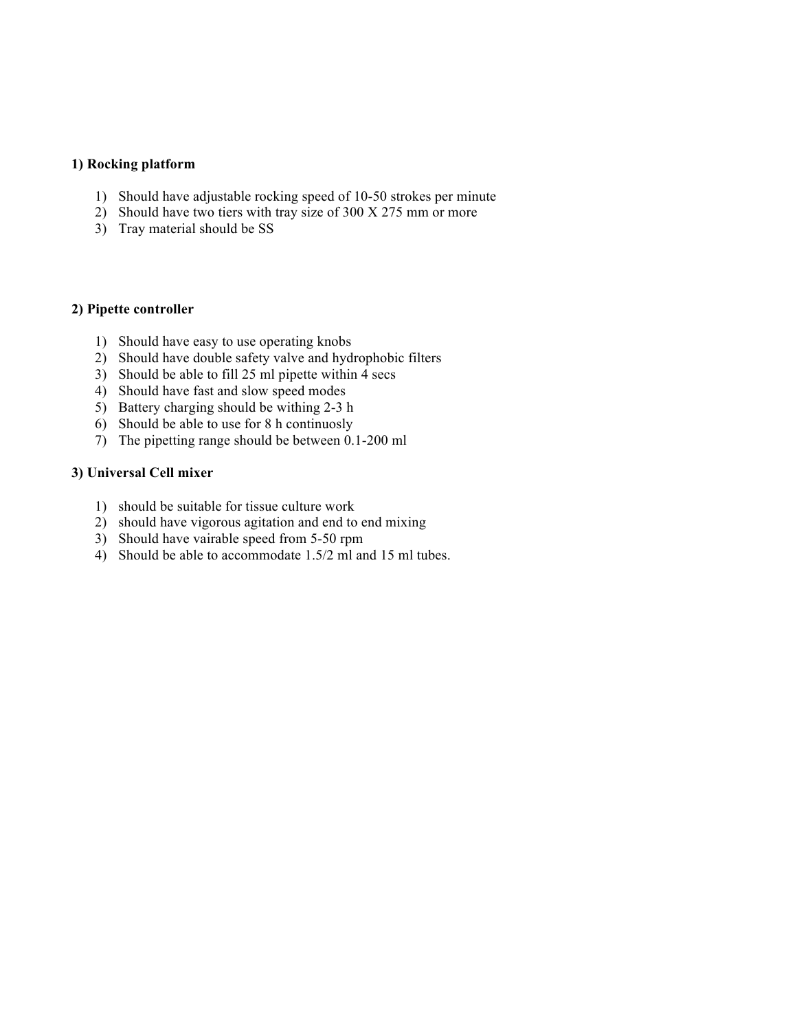**1) Rocking platform**

1) Should have adjustable rocking speed of 10-50 strokes per minute
2) Should have two tiers with tray size of 300 X 275 mm or more
3) Tray material should be SS

**2) Pipette controller**

1) Should have easy to use operating knobs
2) Should have double safety valve and hydrophobic filters
3) Should be able to fill 25 ml pipette within 4 secs
4) Should have fast and slow speed modes
5) Battery charging should be withing 2-3 h
6) Should be able to use for 8 h continuosly
7) The pipetting range should be between 0.1-200 ml

**3) Universal Cell mixer**

1) should be suitable for tissue culture work
2) should have vigorous agitation and end to end mixing
3) Should have vairable speed from 5-50 rpm
4) Should be able to accommodate 1.5/2 ml and 15 ml tubes.